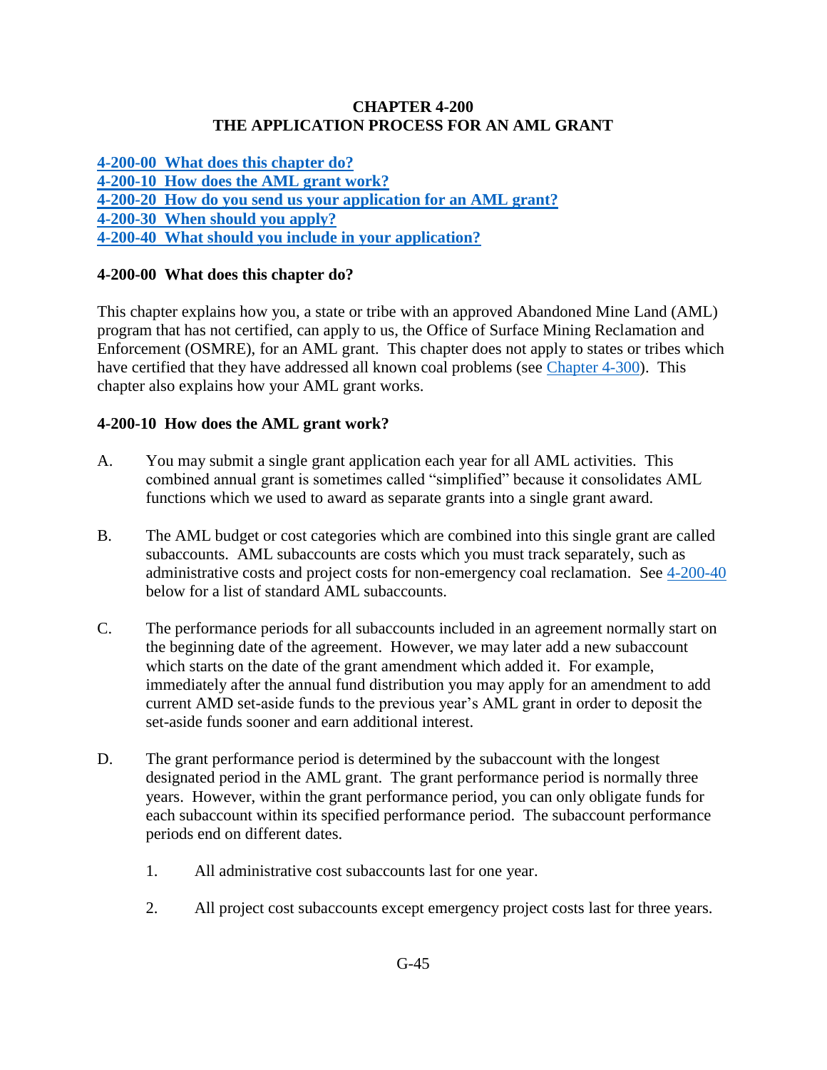# CHAPTER 4-200
# THE APPLICATION PROCESS FOR AN AML GRANT

[4-200-00 What does this chapter do?](#)
[4-200-10 How does the AML grant work?](#)
[4-200-20 How do you send us your application for an AML grant?](#)
[4-200-30 When should you apply?](#)
[4-200-40 What should you include in your application?](#)

## 4-200-00 What does this chapter do?

This chapter explains how you, a state or tribe with an approved Abandoned Mine Land (AML) program that has not certified, can apply to us, the Office of Surface Mining Reclamation and Enforcement (OSMRE), for an AML grant. This chapter does not apply to states or tribes which have certified that they have addressed all known coal problems (see Chapter 4-300). This chapter also explains how your AML grant works.

## 4-200-10 How does the AML grant work?

A. You may submit a single grant application each year for all AML activities. This combined annual grant is sometimes called "simplified" because it consolidates AML functions which we used to award as separate grants into a single grant award.

B. The AML budget or cost categories which are combined into this single grant are called subaccounts. AML subaccounts are costs which you must track separately, such as administrative costs and project costs for non-emergency coal reclamation. See 4-200-40 below for a list of standard AML subaccounts.

C. The performance periods for all subaccounts included in an agreement normally start on the beginning date of the agreement. However, we may later add a new subaccount which starts on the date of the grant amendment which added it. For example, immediately after the annual fund distribution you may apply for an amendment to add current AMD set-aside funds to the previous year's AML grant in order to deposit the set-aside funds sooner and earn additional interest.

D. The grant performance period is determined by the subaccount with the longest designated period in the AML grant. The grant performance period is normally three years. However, within the grant performance period, you can only obligate funds for each subaccount within its specified performance period. The subaccount performance periods end on different dates.

   1. All administrative cost subaccounts last for one year.

   2. All project cost subaccounts except emergency project costs last for three years.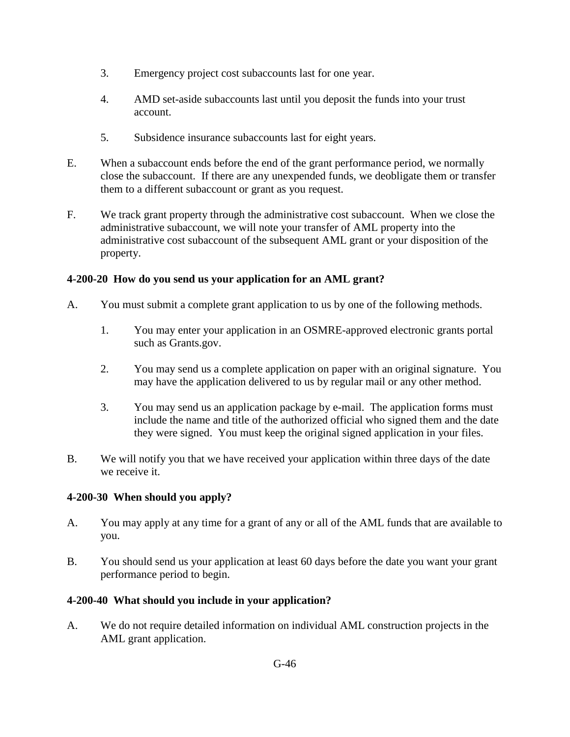3. Emergency project cost subaccounts last for one year.

4. AMD set-aside subaccounts last until you deposit the funds into your trust account.

5. Subsidence insurance subaccounts last for eight years.

E. When a subaccount ends before the end of the grant performance period, we normally close the subaccount. If there are any unexpended funds, we deobligate them or transfer them to a different subaccount or grant as you request.

F. We track grant property through the administrative cost subaccount. When we close the administrative subaccount, we will note your transfer of AML property into the administrative cost subaccount of the subsequent AML grant or your disposition of the property.

### 4-200-20 How do you send us your application for an AML grant?

A. You must submit a complete grant application to us by one of the following methods.

1. You may enter your application in an OSMRE-approved electronic grants portal such as Grants.gov.

2. You may send us a complete application on paper with an original signature. You may have the application delivered to us by regular mail or any other method.

3. You may send us an application package by e-mail. The application forms must include the name and title of the authorized official who signed them and the date they were signed. You must keep the original signed application in your files.

B. We will notify you that we have received your application within three days of the date we receive it.

### 4-200-30 When should you apply?

A. You may apply at any time for a grant of any or all of the AML funds that are available to you.

B. You should send us your application at least 60 days before the date you want your grant performance period to begin.

### 4-200-40 What should you include in your application?

A. We do not require detailed information on individual AML construction projects in the AML grant application.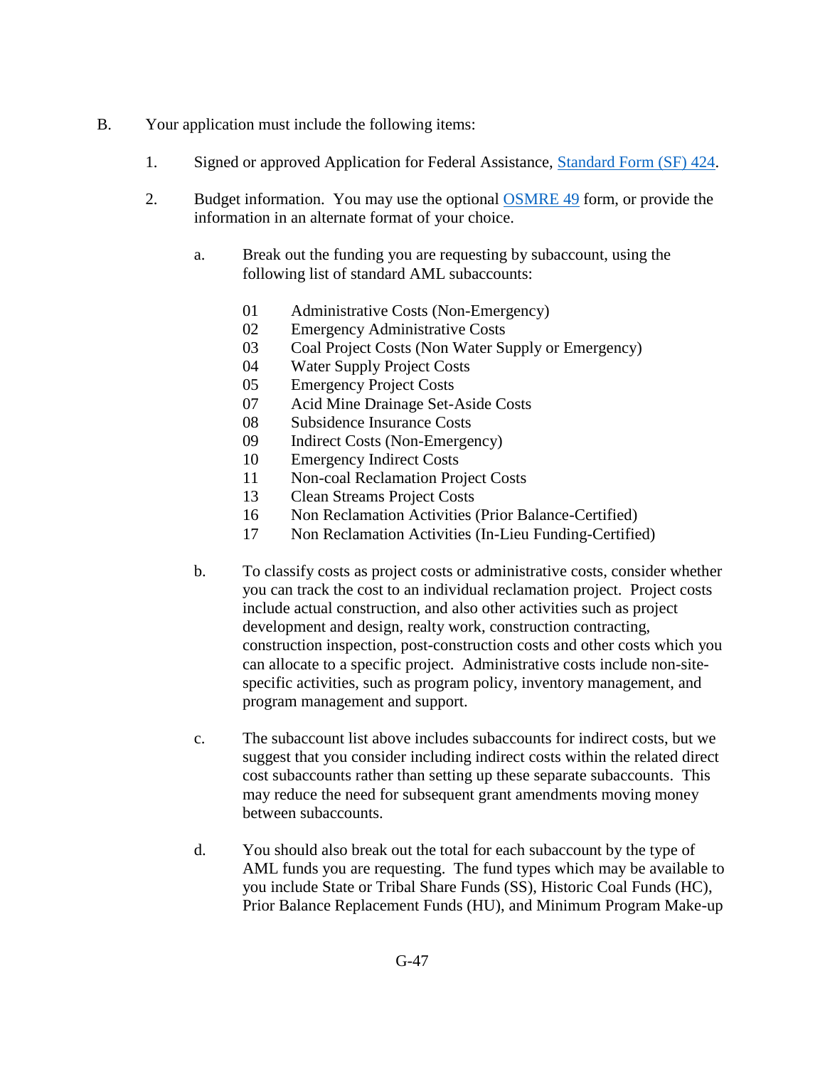B. Your application must include the following items:

1. Signed or approved Application for Federal Assistance, [Standard Form (SF) 424](#).

2. Budget information. You may use the optional [OSMRE 49](#) form, or provide the information in an alternate format of your choice.

   a. Break out the funding you are requesting by subaccount, using the following list of standard AML subaccounts:

      01 Administrative Costs (Non-Emergency)
      02 Emergency Administrative Costs
      03 Coal Project Costs (Non Water Supply or Emergency)
      04 Water Supply Project Costs
      05 Emergency Project Costs
      07 Acid Mine Drainage Set-Aside Costs
      08 Subsidence Insurance Costs
      09 Indirect Costs (Non-Emergency)
      10 Emergency Indirect Costs
      11 Non-coal Reclamation Project Costs
      13 Clean Streams Project Costs
      16 Non Reclamation Activities (Prior Balance-Certified)
      17 Non Reclamation Activities (In-Lieu Funding-Certified)

   b. To classify costs as project costs or administrative costs, consider whether you can track the cost to an individual reclamation project. Project costs include actual construction, and also other activities such as project development and design, realty work, construction contracting, construction inspection, post-construction costs and other costs which you can allocate to a specific project. Administrative costs include non-site-specific activities, such as program policy, inventory management, and program management and support.

   c. The subaccount list above includes subaccounts for indirect costs, but we suggest that you consider including indirect costs within the related direct cost subaccounts rather than setting up these separate subaccounts. This may reduce the need for subsequent grant amendments moving money between subaccounts.

   d. You should also break out the total for each subaccount by the type of AML funds you are requesting. The fund types which may be available to you include State or Tribal Share Funds (SS), Historic Coal Funds (HC), Prior Balance Replacement Funds (HU), and Minimum Program Make-up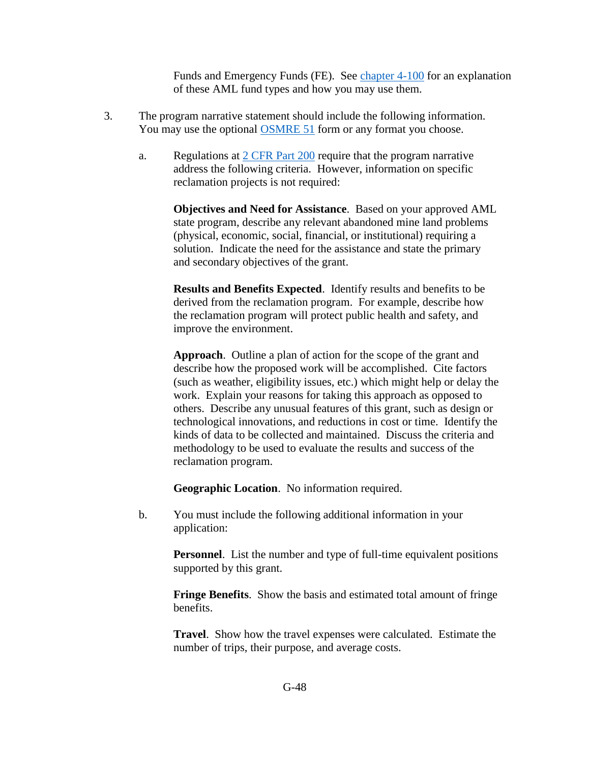Funds and Emergency Funds (FE). See chapter 4-100 for an explanation of these AML fund types and how you may use them.

3. The program narrative statement should include the following information. You may use the optional OSMRE 51 form or any format you choose.

   a. Regulations at 2 CFR Part 200 require that the program narrative address the following criteria. However, information on specific reclamation projects is not required:

      **Objectives and Need for Assistance**. Based on your approved AML state program, describe any relevant abandoned mine land problems (physical, economic, social, financial, or institutional) requiring a solution. Indicate the need for the assistance and state the primary and secondary objectives of the grant.

      **Results and Benefits Expected**. Identify results and benefits to be derived from the reclamation program. For example, describe how the reclamation program will protect public health and safety, and improve the environment.

      **Approach**. Outline a plan of action for the scope of the grant and describe how the proposed work will be accomplished. Cite factors (such as weather, eligibility issues, etc.) which might help or delay the work. Explain your reasons for taking this approach as opposed to others. Describe any unusual features of this grant, such as design or technological innovations, and reductions in cost or time. Identify the kinds of data to be collected and maintained. Discuss the criteria and methodology to be used to evaluate the results and success of the reclamation program.

      **Geographic Location**. No information required.

   b. You must include the following additional information in your application:

      **Personnel**. List the number and type of full-time equivalent positions supported by this grant.

      **Fringe Benefits**. Show the basis and estimated total amount of fringe benefits.

      **Travel**. Show how the travel expenses were calculated. Estimate the number of trips, their purpose, and average costs.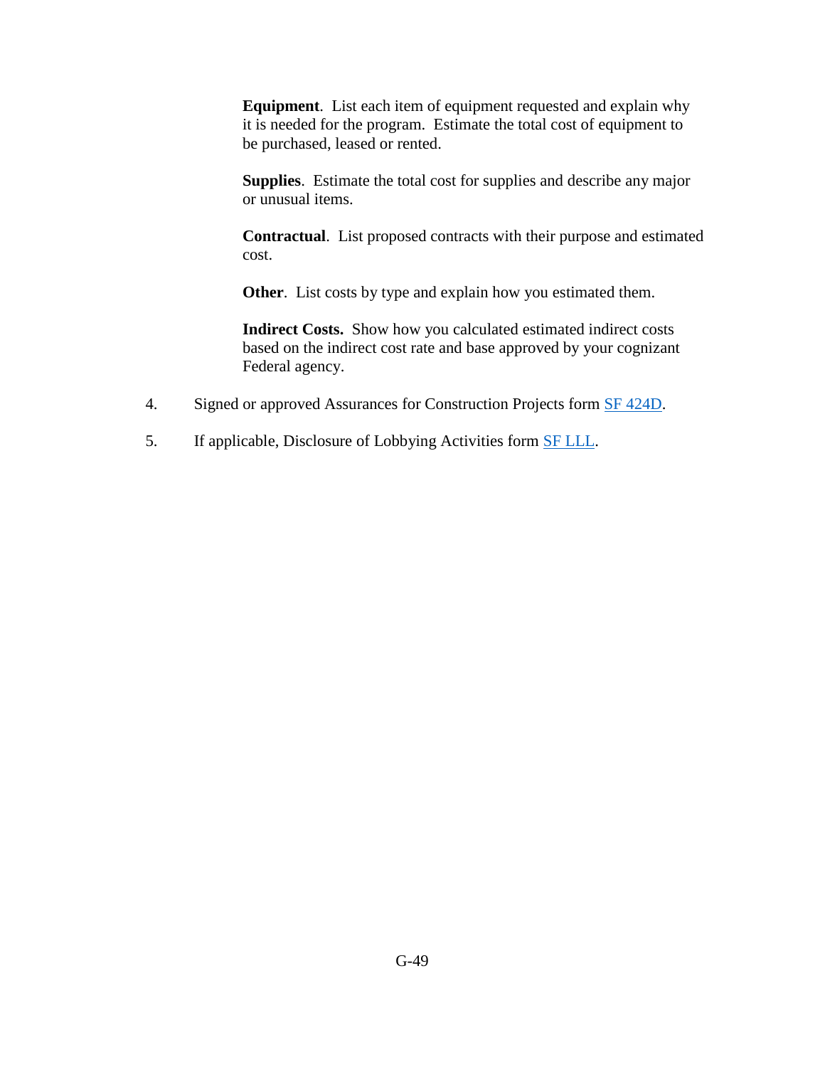**Equipment**. List each item of equipment requested and explain why it is needed for the program. Estimate the total cost of equipment to be purchased, leased or rented.

**Supplies**. Estimate the total cost for supplies and describe any major or unusual items.

**Contractual**. List proposed contracts with their purpose and estimated cost.

**Other**. List costs by type and explain how you estimated them.

**Indirect Costs.** Show how you calculated estimated indirect costs based on the indirect cost rate and base approved by your cognizant Federal agency.

4. Signed or approved Assurances for Construction Projects form SF 424D.

5. If applicable, Disclosure of Lobbying Activities form SF LLL.